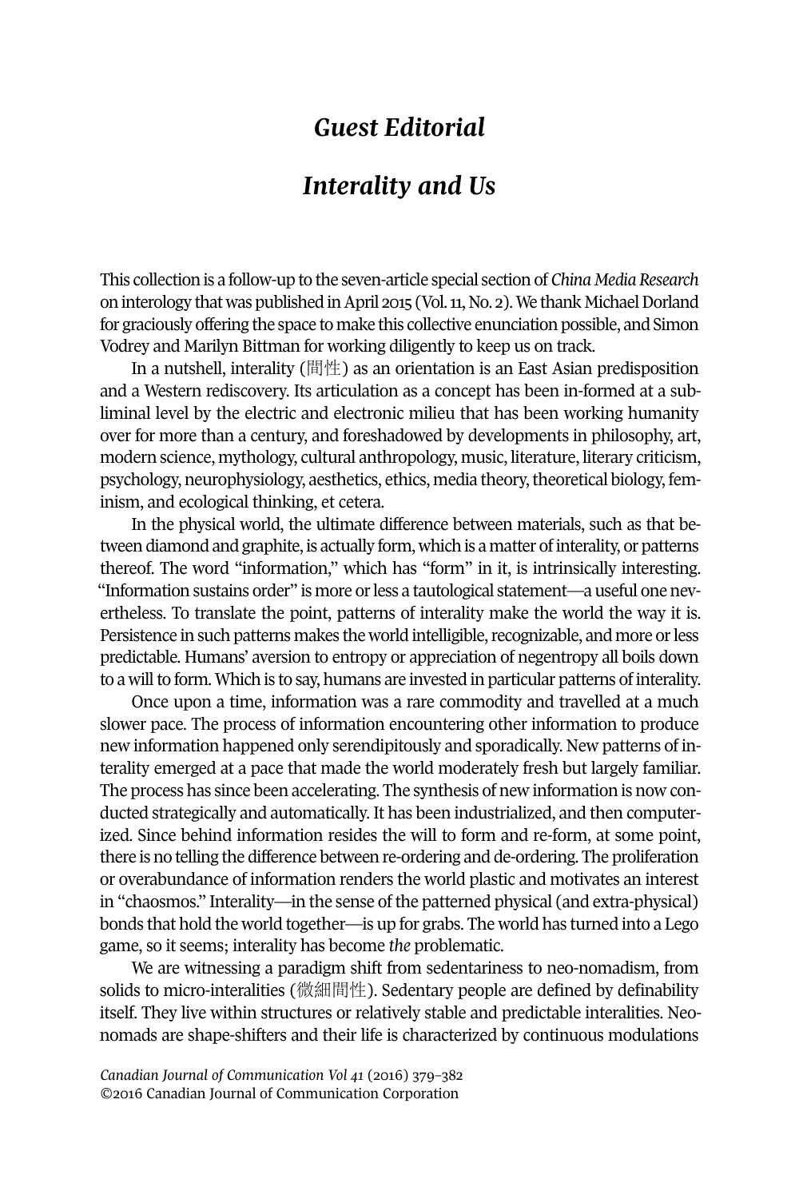# *Guest Editorial*

## *Interality and Us*

This collection is a follow-up to the seven-article special section of *China Media Research* on interology that was published in April 2015 (Vol. 11, No. 2). We thank Michael Dorland for graciously offering the space to make this collective enunciation possible, and Simon Vodrey and Marilyn Bittman for working diligently to keep us on track.

In a nutshell, interality (間性) as an orientation is an East Asian predisposition and a Western rediscovery. Its articulation as a concept has been in-formed at a subliminal level by the electric and electronic milieu that has been working humanity over for more than a century, and foreshadowed by developments in philosophy, art, modern science, mythology, cultural anthropology, music, literature, literary criticism, psychology, neurophysiology, aesthetics, ethics, media theory, theoretical biology, feminism, and ecological thinking, et cetera.

In the physical world, the ultimate difference between materials, such as that between diamond and graphite, is actually form, which is a matter of interality, or patterns thereof. The word "information," which has "form" in it, is intrinsically interesting. "Information sustains order" is more or less a tautological statement—a useful one nevertheless. To translate the point, patterns of interality make the world the way it is. Persistence in such patterns makes the world intelligible, recognizable, and more or less predictable. Humans' aversion to entropy or appreciation of negentropy all boils down to a will to form. Which is to say, humans are invested in particular patterns of interality.

Once upon a time, information was a rare commodity and travelled at a much slower pace. The process of information encountering other information to produce new information happened only serendipitously and sporadically. New patterns of interality emerged at a pace that made the world moderately fresh but largely familiar. The process has since been accelerating. The synthesis of new information is now conducted strategically and automatically. It has been industrialized, and then computerized. Since behind information resides the will to form and re-form, at some point, there is no telling the difference between re-ordering and de-ordering. The proliferation or overabundance of information renders the world plastic and motivates an interest in "chaosmos." Interality—in the sense of the patterned physical (and extra-physical) bonds that hold the world together—is up for grabs. The world has turned into a Lego game, so it seems; interality has become *the* problematic.

We are witnessing a paradigm shift from sedentariness to neo-nomadism, from solids to micro-interalities (微細間性). Sedentary people are defined by definability itself. They live within structures or relatively stable and predictable interalities. Neo-nomads are shape-shifters and their life is characterized by continuous modulations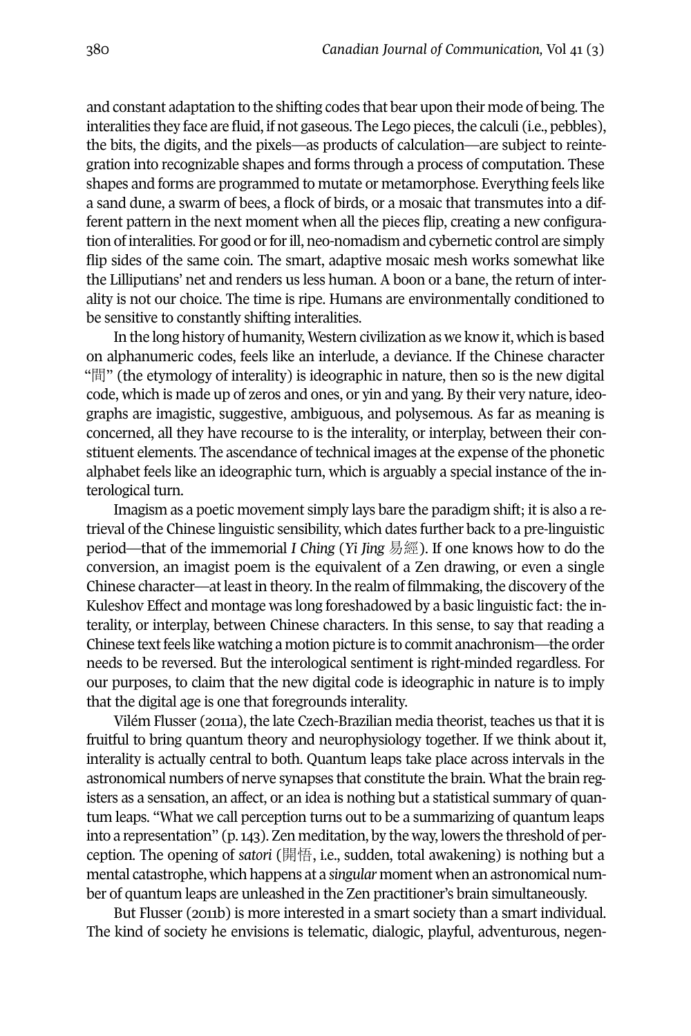and constant adaptation to the shifting codes that bear upon their mode of being. The interalities they face are fluid, if not gaseous. The Lego pieces, the calculi (i.e., pebbles), the bits, the digits, and the pixels—as products of calculation—are subject to reintegration into recognizable shapes and forms through a process of computation. These shapes and forms are programmed to mutate or metamorphose. Everything feels like a sand dune, a swarm of bees, a flock of birds, or a mosaic that transmutes into a different pattern in the next moment when all the pieces flip, creating a new configuration of interalities. For good or for ill, neo-nomadism and cybernetic control are simply flip sides of the same coin. The smart, adaptive mosaic mesh works somewhat like the Lilliputians' net and renders us less human. A boon or a bane, the return of interality is not our choice. The time is ripe. Humans are environmentally conditioned to be sensitive to constantly shifting interalities.

In the long history of humanity, Western civilization as we know it, which is based on alphanumeric codes, feels like an interlude, a deviance. If the Chinese character "間" (the etymology of interality) is ideographic in nature, then so is the new digital code, which is made up of zeros and ones, or yin and yang. By their very nature, ideographs are imagistic, suggestive, ambiguous, and polysemous. As far as meaning is concerned, all they have recourse to is the interality, or interplay, between their constituent elements. The ascendance of technical images at the expense of the phonetic alphabet feels like an ideographic turn, which is arguably a special instance of the interological turn.

Imagism as a poetic movement simply lays bare the paradigm shift; it is also a retrieval of the Chinese linguistic sensibility, which dates further back to a pre-linguistic period—that of the immemorial *I Ching* (*Yi Jing* 易經). If one knows how to do the conversion, an imagist poem is the equivalent of a Zen drawing, or even a single Chinese character—at least in theory. In the realm of filmmaking, the discovery of the Kuleshov Effect and montage was long foreshadowed by a basic linguistic fact: the interality, or interplay, between Chinese characters. In this sense, to say that reading a Chinese text feels like watching a motion picture is to commit anachronism—the order needs to be reversed. But the interological sentiment is right-minded regardless. For our purposes, to claim that the new digital code is ideographic in nature is to imply that the digital age is one that foregrounds interality.

Vilém Flusser (2011a), the late Czech-Brazilian media theorist, teaches us that it is fruitful to bring quantum theory and neurophysiology together. If we think about it, interality is actually central to both. Quantum leaps take place across intervals in the astronomical numbers of nerve synapses that constitute the brain. What the brain registers as a sensation, an affect, or an idea is nothing but a statistical summary of quantum leaps. "What we call perception turns out to be a summarizing of quantum leaps into a representation" (p. 143). Zen meditation, by the way, lowers the threshold of perception. The opening of *satori* (開悟, i.e., sudden, total awakening) is nothing but a mental catastrophe, which happens at a *singular* moment when an astronomical number of quantum leaps are unleashed in the Zen practitioner's brain simultaneously.

But Flusser (2011b) is more interested in a smart society than a smart individual. The kind of society he envisions is telematic, dialogic, playful, adventurous, negen-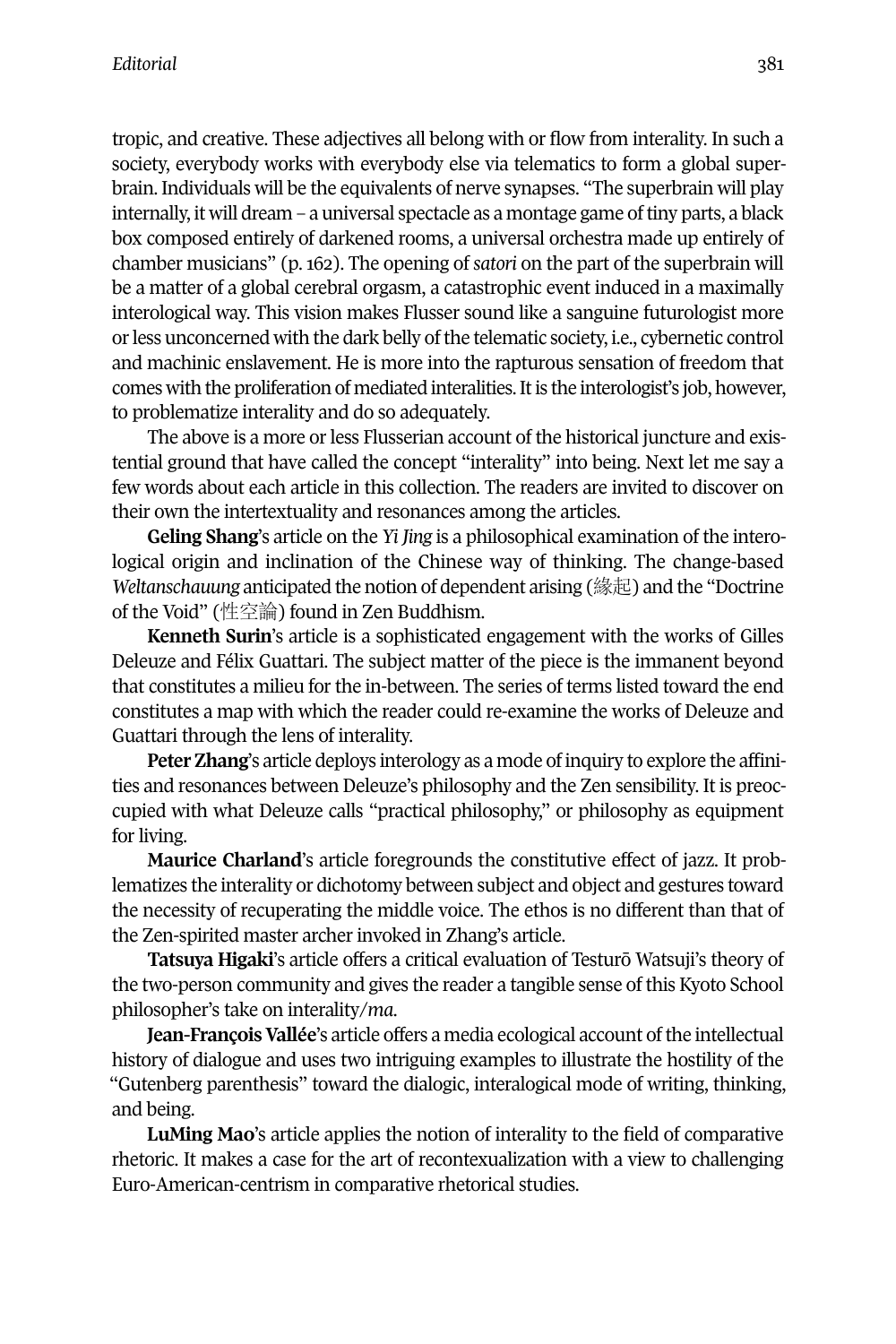tropic, and creative. These adjectives all belong with or flow from interality. In such a society, everybody works with everybody else via telematics to form a global superbrain. Individuals will be the equivalents of nerve synapses. "The superbrain will play internally, it will dream – a universal spectacle as a montage game of tiny parts, a black box composed entirely of darkened rooms, a universal orchestra made up entirely of chamber musicians" (p. 162). The opening of *satori* on the part of the superbrain will be a matter of a global cerebral orgasm, a catastrophic event induced in a maximally interological way. This vision makes Flusser sound like a sanguine futurologist more or less unconcerned with the dark belly of the telematic society, i.e., cybernetic control and machinic enslavement. He is more into the rapturous sensation of freedom that comes with the proliferation of mediated interalities. It is the interologist's job, however, to problematize interality and do so adequately.

The above is a more or less Flusserian account of the historical juncture and existential ground that have called the concept "interality" into being. Next let me say a few words about each article in this collection. The readers are invited to discover on their own the intertextuality and resonances among the articles.

**Geling Shang**'s article on the *Yi Jing* is a philosophical examination of the interological origin and inclination of the Chinese way of thinking. The change-based *Weltanschauung* anticipated the notion of dependent arising (緣起) and the "Doctrine of the Void" (性空論) found in Zen Buddhism.

**Kenneth Surin**'s article is a sophisticated engagement with the works of Gilles Deleuze and Félix Guattari. The subject matter of the piece is the immanent beyond that constitutes a milieu for the in-between. The series of terms listed toward the end constitutes a map with which the reader could re-examine the works of Deleuze and Guattari through the lens of interality.

**Peter Zhang**'s article deploys interology as a mode of inquiry to explore the affinities and resonances between Deleuze's philosophy and the Zen sensibility. It is preoccupied with what Deleuze calls "practical philosophy," or philosophy as equipment for living.

**Maurice Charland**'s article foregrounds the constitutive effect of jazz. It problematizes the interality or dichotomy between subject and object and gestures toward the necessity of recuperating the middle voice. The ethos is no different than that of the Zen-spirited master archer invoked in Zhang's article.

**Tatsuya Higaki**'s article offers a critical evaluation of Testurō Watsuji's theory of the two-person community and gives the reader a tangible sense of this Kyoto School philosopher's take on interality/*ma*.

**Jean-François Vallée**'s article offers a media ecological account of the intellectual history of dialogue and uses two intriguing examples to illustrate the hostility of the "Gutenberg parenthesis" toward the dialogic, interalogical mode of writing, thinking, and being.

**LuMing Mao**'s article applies the notion of interality to the field of comparative rhetoric. It makes a case for the art of recontexualization with a view to challenging Euro-American-centrism in comparative rhetorical studies.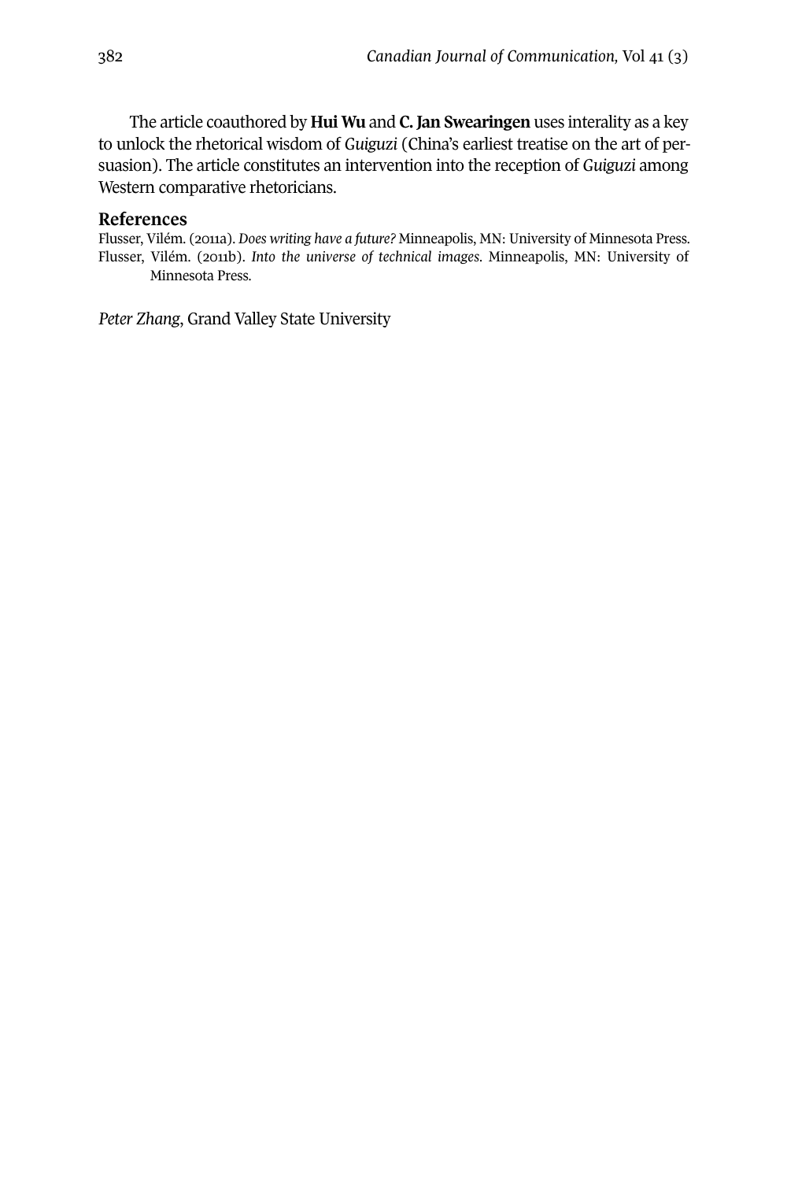The article coauthored by **Hui Wu** and **C. Jan Swearingen** uses interality as a key to unlock the rhetorical wisdom of *Guiguzi* (China's earliest treatise on the art of persuasion). The article constitutes an intervention into the reception of *Guiguzi* among Western comparative rhetoricians.

## References

Flusser, Vilém. (2011a). *Does writing have a future?* Minneapolis, MN: University of Minnesota Press.

Flusser, Vilém. (2011b). *Into the universe of technical images*. Minneapolis, MN: University of Minnesota Press.

*Peter Zhang*, Grand Valley State University